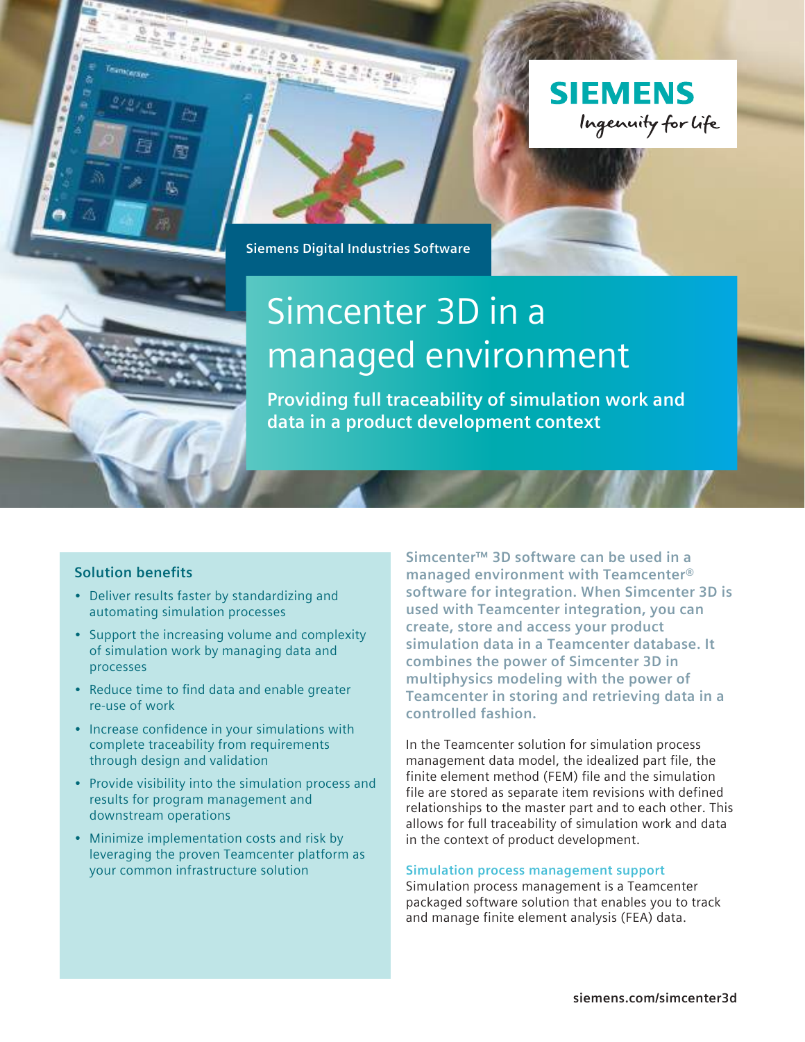Siemens Digital Industries Software

# Simcenter 3D in a managed environment

**Providing full traceability of simulation work and data in a product development context**

### Solution benefits

- Deliver results faster by standardizing and automating simulation processes
- Support the increasing volume and complexity of simulation work by managing data and processes
- Reduce time to find data and enable greater re-use of work
- Increase confidence in your simulations with complete traceability from requirements through design and validation
- Provide visibility into the simulation process and results for program management and downstream operations
- Minimize implementation costs and risk by leveraging the proven Teamcenter platform as your common infrastructure solution

**Simcenter™ 3D software can be used in a managed environment with Teamcenter® software for integration. When Simcenter 3D is used with Teamcenter integration, you can create, store and access your product simulation data in a Teamcenter database. It combines the power of Simcenter 3D in multiphysics modeling with the power of Teamcenter in storing and retrieving data in a controlled fashion.**

In the Teamcenter solution for simulation process management data model, the idealized part file, the finite element method (FEM) file and the simulation file are stored as separate item revisions with defined relationships to the master part and to each other. This allows for full traceability of simulation work and data in the context of product development.

### Simulation process management support

Simulation process management is a Teamcenter packaged software solution that enables you to track and manage finite element analysis (FEA) data.

siemens.com/simcenter3d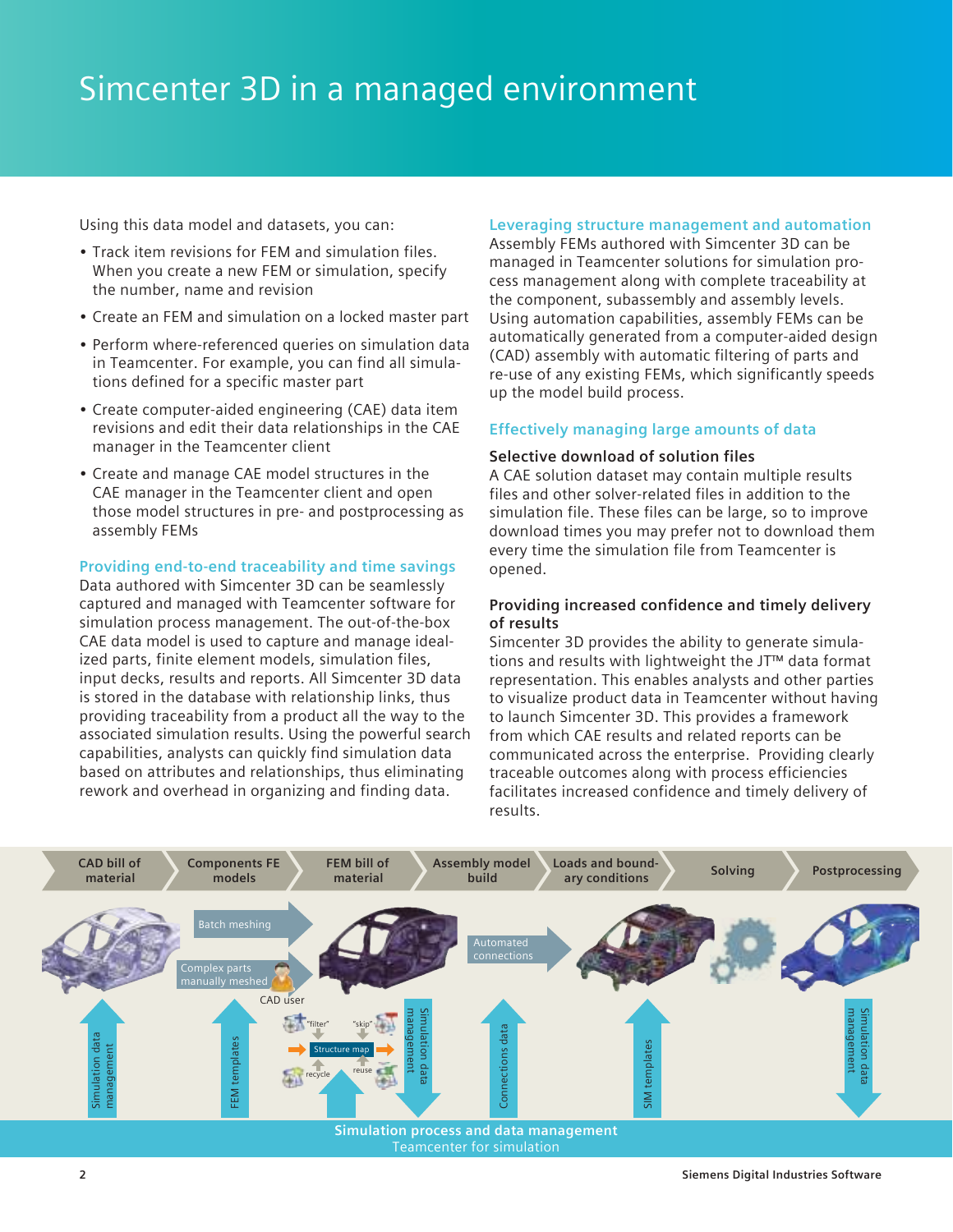# Simcenter 3D in a managed environment

Using this data model and datasets, you can:

- Track item revisions for FEM and simulation files. When you create a new FEM or simulation, specify the number, name and revision
- Create an FEM and simulation on a locked master part
- Perform where-referenced queries on simulation data in Teamcenter. For example, you can find all simulations defined for a specific master part
- Create computer-aided engineering (CAE) data item revisions and edit their data relationships in the CAE manager in the Teamcenter client
- Create and manage CAE model structures in the CAE manager in the Teamcenter client and open those model structures in pre- and postprocessing as assembly FEMs

## Providing end-to-end traceability and time savings

Data authored with Simcenter 3D can be seamlessly captured and managed with Teamcenter software for simulation process management. The out-of-the-box CAE data model is used to capture and manage idealized parts, finite element models, simulation files, input decks, results and reports. All Simcenter 3D data is stored in the database with relationship links, thus providing traceability from a product all the way to the associated simulation results. Using the powerful search capabilities, analysts can quickly find simulation data based on attributes and relationships, thus eliminating rework and overhead in organizing and finding data.

## Leveraging structure management and automation

Assembly FEMs authored with Simcenter 3D can be managed in Teamcenter solutions for simulation process management along with complete traceability at the component, subassembly and assembly levels. Using automation capabilities, assembly FEMs can be automatically generated from a computer-aided design (CAD) assembly with automatic filtering of parts and re-use of any existing FEMs, which significantly speeds up the model build process.

## Effectively managing large amounts of data

### Selective download of solution files

A CAE solution dataset may contain multiple results files and other solver-related files in addition to the simulation file. These files can be large, so to improve download times you may prefer not to download them every time the simulation file from Teamcenter is opened.

### Providing increased confidence and timely delivery of results

Simcenter 3D provides the ability to generate simulations and results with lightweight the JT™ data format representation. This enables analysts and other parties to visualize product data in Teamcenter without having to launch Simcenter 3D. This provides a framework from which CAE results and related reports can be communicated across the enterprise. Providing clearly traceable outcomes along with process efficiencies facilitates increased confidence and timely delivery of results.

CAD bill of material | Components FE models | FEM bill of material | Assembly model build | Loads and boundary conditions | Solving | Postprocessing

Batch meshing | Complex parts manually meshed | CAD user | Automated connections

"filter" | "skip" | Structure map | recycle | reuse

Simulation data management | FEM templates | Simulation data management | Connections data | SIM templates | Simulation data management

**Simulation process and data management**
Teamcenter for simulation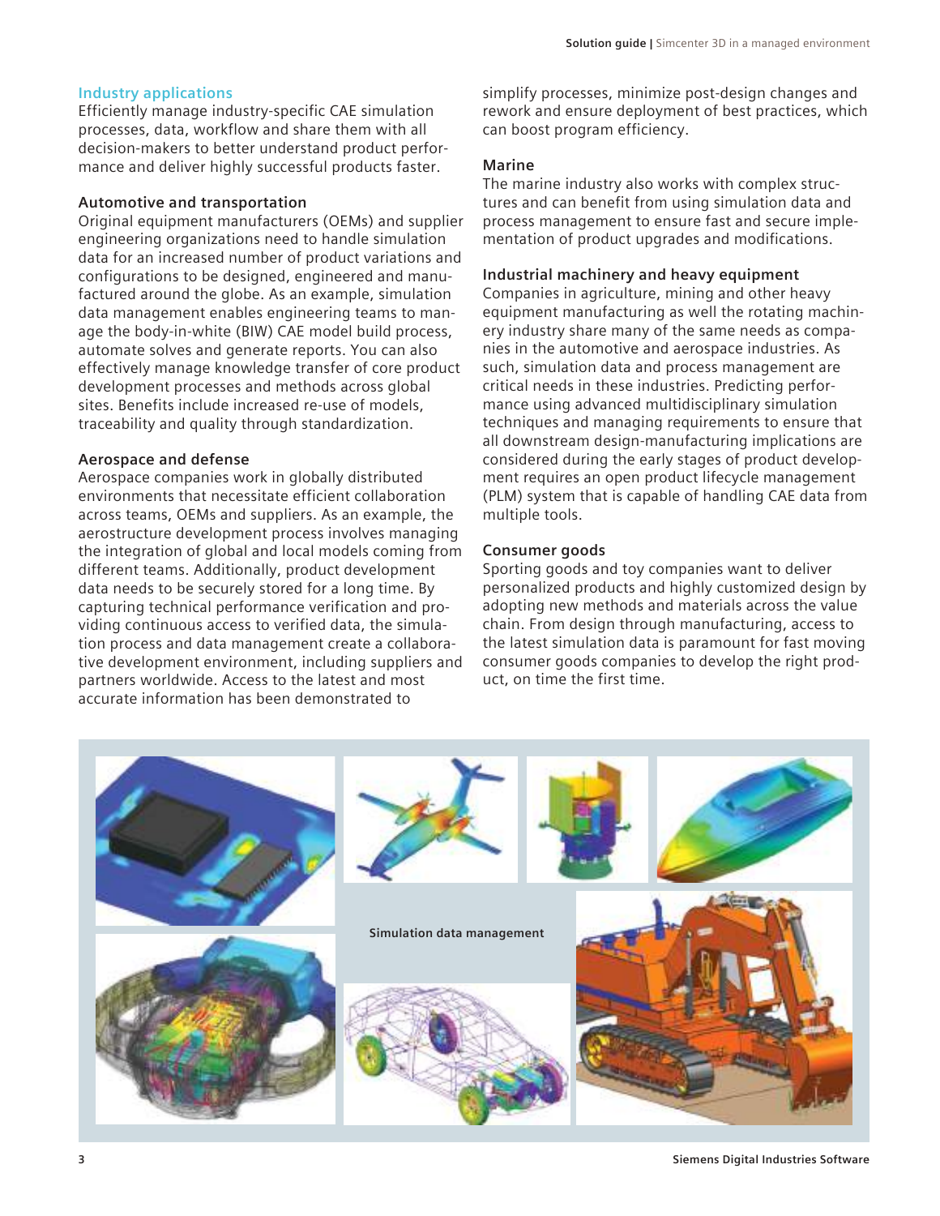## Industry applications

Efficiently manage industry-specific CAE simulation processes, data, workflow and share them with all decision-makers to better understand product performance and deliver highly successful products faster.

### Automotive and transportation

Original equipment manufacturers (OEMs) and supplier engineering organizations need to handle simulation data for an increased number of product variations and configurations to be designed, engineered and manufactured around the globe. As an example, simulation data management enables engineering teams to manage the body-in-white (BIW) CAE model build process, automate solves and generate reports. You can also effectively manage knowledge transfer of core product development processes and methods across global sites. Benefits include increased re-use of models, traceability and quality through standardization.

### Aerospace and defense

Aerospace companies work in globally distributed environments that necessitate efficient collaboration across teams, OEMs and suppliers. As an example, the aerostructure development process involves managing the integration of global and local models coming from different teams. Additionally, product development data needs to be securely stored for a long time. By capturing technical performance verification and providing continuous access to verified data, the simulation process and data management create a collaborative development environment, including suppliers and partners worldwide. Access to the latest and most accurate information has been demonstrated to simplify processes, minimize post-design changes and rework and ensure deployment of best practices, which can boost program efficiency.

### Marine

The marine industry also works with complex structures and can benefit from using simulation data and process management to ensure fast and secure implementation of product upgrades and modifications.

### Industrial machinery and heavy equipment

Companies in agriculture, mining and other heavy equipment manufacturing as well the rotating machinery industry share many of the same needs as companies in the automotive and aerospace industries. As such, simulation data and process management are critical needs in these industries. Predicting performance using advanced multidisciplinary simulation techniques and managing requirements to ensure that all downstream design-manufacturing implications are considered during the early stages of product development requires an open product lifecycle management (PLM) system that is capable of handling CAE data from multiple tools.

### Consumer goods

Sporting goods and toy companies want to deliver personalized products and highly customized design by adopting new methods and materials across the value chain. From design through manufacturing, access to the latest simulation data is paramount for fast moving consumer goods companies to develop the right product, on time the first time.

Simulation data management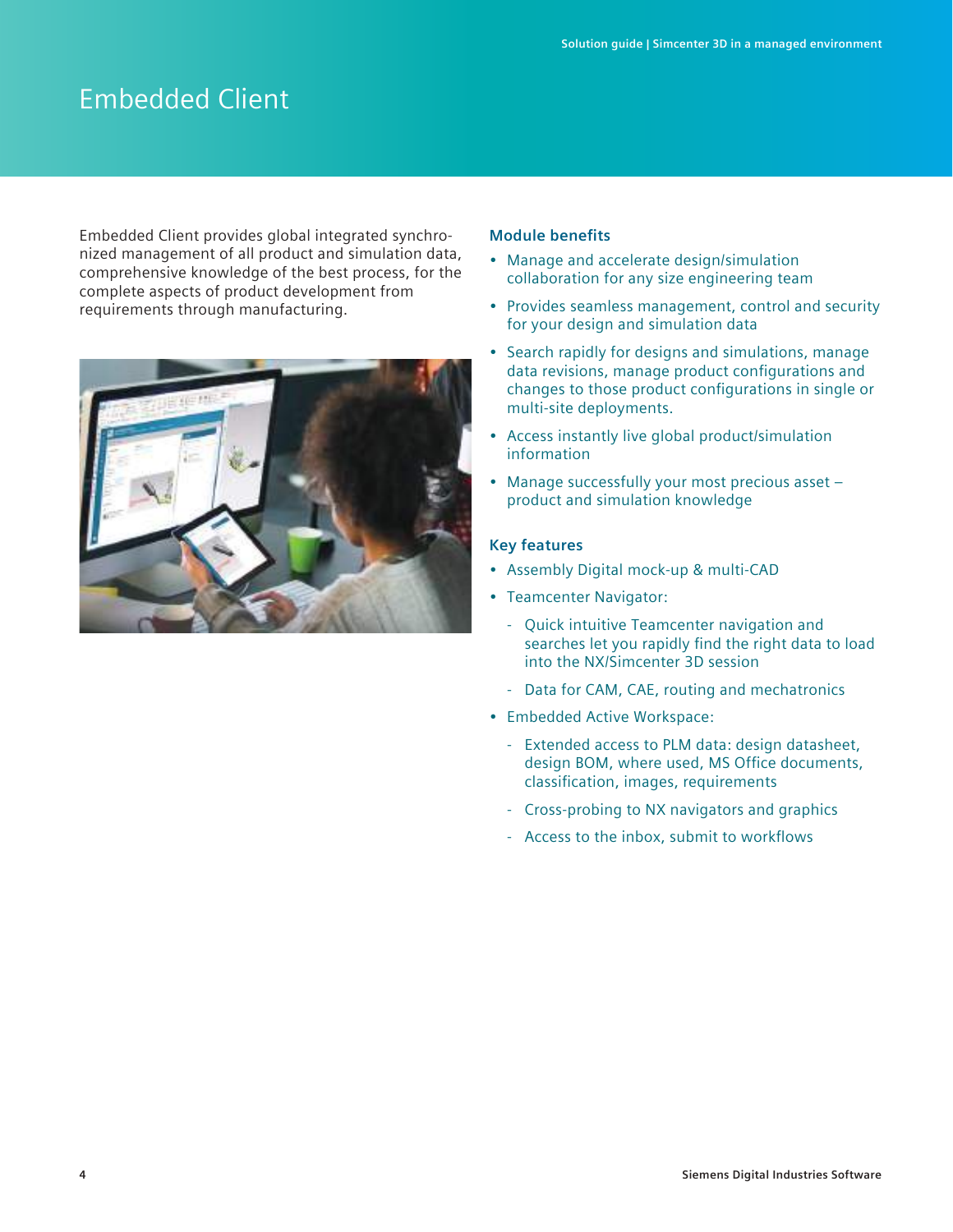# Embedded Client

Embedded Client provides global integrated synchronized management of all product and simulation data, comprehensive knowledge of the best process, for the complete aspects of product development from requirements through manufacturing.

### Module benefits

- Manage and accelerate design/simulation collaboration for any size engineering team
- Provides seamless management, control and security for your design and simulation data
- Search rapidly for designs and simulations, manage data revisions, manage product configurations and changes to those product configurations in single or multi-site deployments.
- Access instantly live global product/simulation information
- Manage successfully your most precious asset – product and simulation knowledge

### Key features

- Assembly Digital mock-up & multi-CAD
- Teamcenter Navigator:
  - Quick intuitive Teamcenter navigation and searches let you rapidly find the right data to load into the NX/Simcenter 3D session
  - Data for CAM, CAE, routing and mechatronics
- Embedded Active Workspace:
  - Extended access to PLM data: design datasheet, design BOM, where used, MS Office documents, classification, images, requirements
  - Cross-probing to NX navigators and graphics
  - Access to the inbox, submit to workflows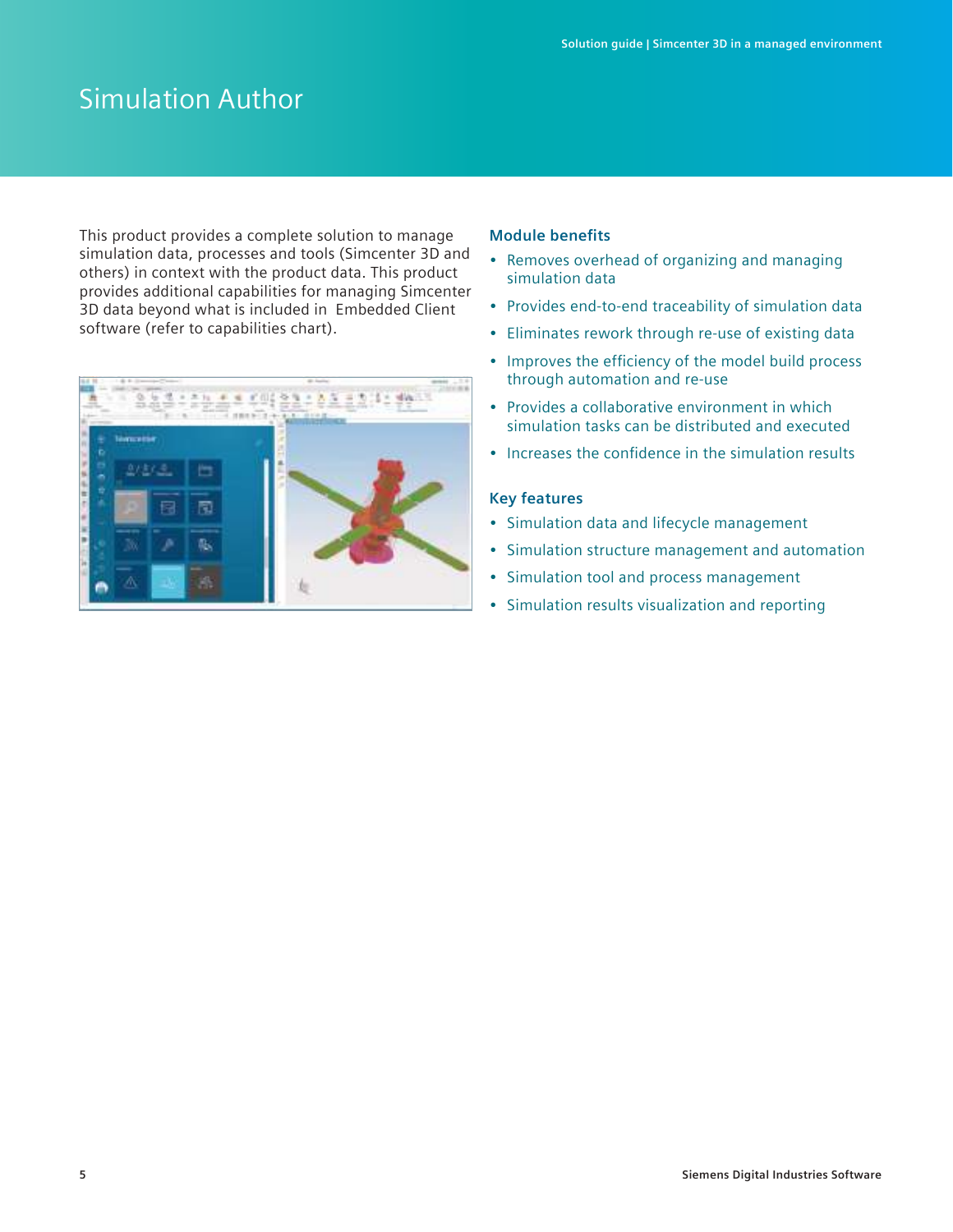# Simulation Author

This product provides a complete solution to manage simulation data, processes and tools (Simcenter 3D and others) in context with the product data. This product provides additional capabilities for managing Simcenter 3D data beyond what is included in  Embedded Client software (refer to capabilities chart).

### Module benefits

- Removes overhead of organizing and managing simulation data
- Provides end-to-end traceability of simulation data
- Eliminates rework through re-use of existing data
- Improves the efficiency of the model build process through automation and re-use
- Provides a collaborative environment in which simulation tasks can be distributed and executed
- Increases the confidence in the simulation results

### Key features

- Simulation data and lifecycle management
- Simulation structure management and automation
- Simulation tool and process management
- Simulation results visualization and reporting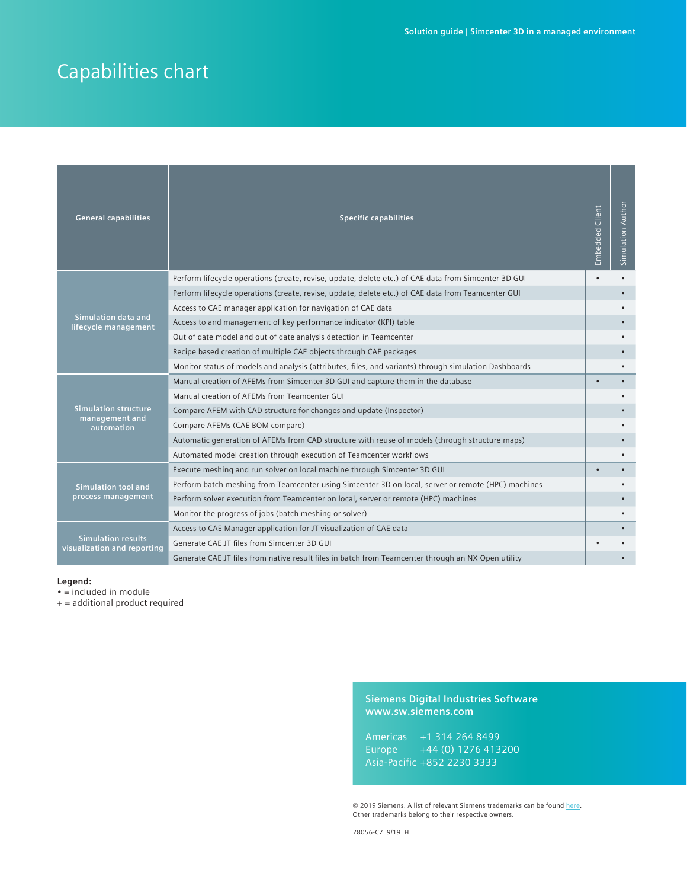# Capabilities chart

| General capabilities | Specific capabilities | Embedded Client | Simulation Author |
|---|---|---|---|
| Simulation data and lifecycle management | Perform lifecycle operations (create, revise, update, delete etc.) of CAE data from Simcenter 3D GUI | • | • |
| | Perform lifecycle operations (create, revise, update, delete etc.) of CAE data from Teamcenter GUI | | • |
| | Access to CAE manager application for navigation of CAE data | | • |
| | Access to and management of key performance indicator (KPI) table | | • |
| | Out of date model and out of date analysis detection in Teamcenter | | • |
| | Recipe based creation of multiple CAE objects through CAE packages | | • |
| | Monitor status of models and analysis (attributes, files, and variants) through simulation Dashboards | | • |
| Simulation structure management and automation | Manual creation of AFEMs from Simcenter 3D GUI and capture them in the database | • | • |
| | Manual creation of AFEMs from Teamcenter GUI | | • |
| | Compare AFEM with CAD structure for changes and update (Inspector) | | • |
| | Compare AFEMs (CAE BOM compare) | | • |
| | Automatic generation of AFEMs from CAD structure with reuse of models (through structure maps) | | • |
| | Automated model creation through execution of Teamcenter workflows | | • |
| Simulation tool and process management | Execute meshing and run solver on local machine through Simcenter 3D GUI | • | • |
| | Perform batch meshing from Teamcenter using Simcenter 3D on local, server or remote (HPC) machines | | • |
| | Perform solver execution from Teamcenter on local, server or remote (HPC) machines | | • |
| | Monitor the progress of jobs (batch meshing or solver) | | • |
| Simulation results visualization and reporting | Access to CAE Manager application for JT visualization of CAE data | | • |
| | Generate CAE JT files from Simcenter 3D GUI | • | • |
| | Generate CAE JT files from native result files in batch from Teamcenter through an NX Open utility | | • |

**Legend:**
• = included in module
+ = additional product required

**Siemens Digital Industries Software**
**www.sw.siemens.com**

Americas +1 314 264 8499
Europe +44 (0) 1276 413200
Asia-Pacific +852 2230 3333

© 2019 Siemens. A list of relevant Siemens trademarks can be found here. Other trademarks belong to their respective owners.

78056-C7 9/19 H